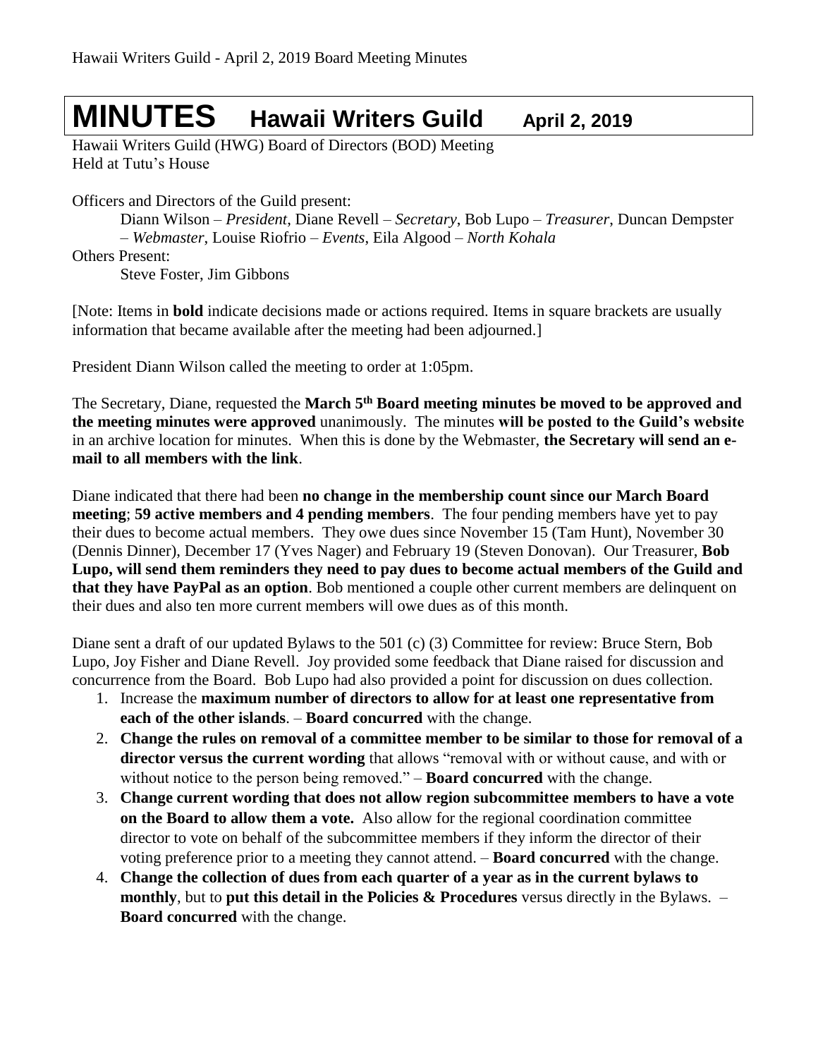# MINUTES Hawaii Writers Guild April 2, 2019

Hawaii Writers Guild (HWG) Board of Directors (BOD) Meeting
Held at Tutu's House

Officers and Directors of the Guild present:

Diann Wilson – *President*, Diane Revell – *Secretary*, Bob Lupo – *Treasurer*, Duncan Dempster – *Webmaster*, Louise Riofrio – *Events*, Eila Algood – *North Kohala*

Others Present:

Steve Foster, Jim Gibbons

[Note: Items in **bold** indicate decisions made or actions required. Items in square brackets are usually information that became available after the meeting had been adjourned.]

President Diann Wilson called the meeting to order at 1:05pm.

The Secretary, Diane, requested the **March 5th Board meeting minutes be moved to be approved and the meeting minutes were approved** unanimously. The minutes **will be posted to the Guild's website** in an archive location for minutes. When this is done by the Webmaster, **the Secretary will send an e-mail to all members with the link**.

Diane indicated that there had been **no change in the membership count since our March Board meeting**; **59 active members and 4 pending members**. The four pending members have yet to pay their dues to become actual members. They owe dues since November 15 (Tam Hunt), November 30 (Dennis Dinner), December 17 (Yves Nager) and February 19 (Steven Donovan). Our Treasurer, **Bob Lupo, will send them reminders they need to pay dues to become actual members of the Guild and that they have PayPal as an option**. Bob mentioned a couple other current members are delinquent on their dues and also ten more current members will owe dues as of this month.

Diane sent a draft of our updated Bylaws to the 501 (c) (3) Committee for review: Bruce Stern, Bob Lupo, Joy Fisher and Diane Revell. Joy provided some feedback that Diane raised for discussion and concurrence from the Board. Bob Lupo had also provided a point for discussion on dues collection.

1. Increase the **maximum number of directors to allow for at least one representative from each of the other islands**. – **Board concurred** with the change.
2. **Change the rules on removal of a committee member to be similar to those for removal of a director versus the current wording** that allows "removal with or without cause, and with or without notice to the person being removed." – **Board concurred** with the change.
3. **Change current wording that does not allow region subcommittee members to have a vote on the Board to allow them a vote.** Also allow for the regional coordination committee director to vote on behalf of the subcommittee members if they inform the director of their voting preference prior to a meeting they cannot attend. – **Board concurred** with the change.
4. **Change the collection of dues from each quarter of a year as in the current bylaws to monthly**, but to **put this detail in the Policies & Procedures** versus directly in the Bylaws. – **Board concurred** with the change.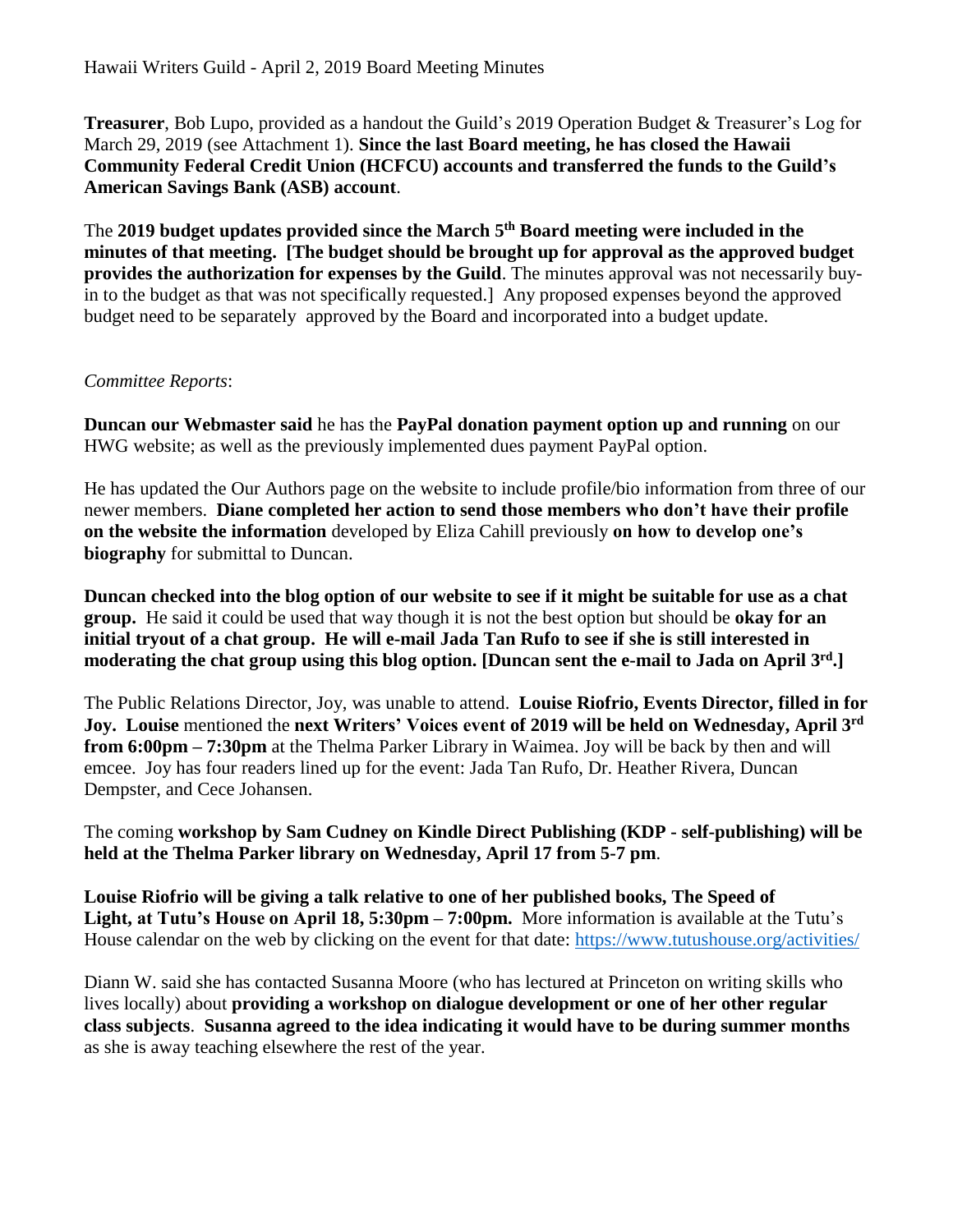Hawaii Writers Guild - April 2, 2019 Board Meeting Minutes

**Treasurer**, Bob Lupo, provided as a handout the Guild's 2019 Operation Budget & Treasurer's Log for March 29, 2019 (see Attachment 1). **Since the last Board meeting, he has closed the Hawaii Community Federal Credit Union (HCFCU) accounts and transferred the funds to the Guild's American Savings Bank (ASB) account**.

The **2019 budget updates provided since the March 5th Board meeting were included in the minutes of that meeting. [The budget should be brought up for approval as the approved budget provides the authorization for expenses by the Guild**. The minutes approval was not necessarily buy-in to the budget as that was not specifically requested.] Any proposed expenses beyond the approved budget need to be separately approved by the Board and incorporated into a budget update.

*Committee Reports*:

**Duncan our Webmaster said** he has the **PayPal donation payment option up and running** on our HWG website; as well as the previously implemented dues payment PayPal option.

He has updated the Our Authors page on the website to include profile/bio information from three of our newer members. **Diane completed her action to send those members who don't have their profile on the website the information** developed by Eliza Cahill previously **on how to develop one's biography** for submittal to Duncan.

**Duncan checked into the blog option of our website to see if it might be suitable for use as a chat group.** He said it could be used that way though it is not the best option but should be **okay for an initial tryout of a chat group. He will e-mail Jada Tan Rufo to see if she is still interested in moderating the chat group using this blog option. [Duncan sent the e-mail to Jada on April 3rd.]**

The Public Relations Director, Joy, was unable to attend. **Louise Riofrio, Events Director, filled in for Joy. Louise** mentioned the **next Writers' Voices event of 2019 will be held on Wednesday, April 3rd from 6:00pm – 7:30pm** at the Thelma Parker Library in Waimea. Joy will be back by then and will emcee. Joy has four readers lined up for the event: Jada Tan Rufo, Dr. Heather Rivera, Duncan Dempster, and Cece Johansen.

The coming **workshop by Sam Cudney on Kindle Direct Publishing (KDP - self-publishing) will be held at the Thelma Parker library on Wednesday, April 17 from 5-7 pm**.

**Louise Riofrio will be giving a talk relative to one of her published books, The Speed of Light, at Tutu's House on April 18, 5:30pm – 7:00pm.** More information is available at the Tutu's House calendar on the web by clicking on the event for that date: https://www.tutushouse.org/activities/

Diann W. said she has contacted Susanna Moore (who has lectured at Princeton on writing skills who lives locally) about **providing a workshop on dialogue development or one of her other regular class subjects**. **Susanna agreed to the idea indicating it would have to be during summer months** as she is away teaching elsewhere the rest of the year.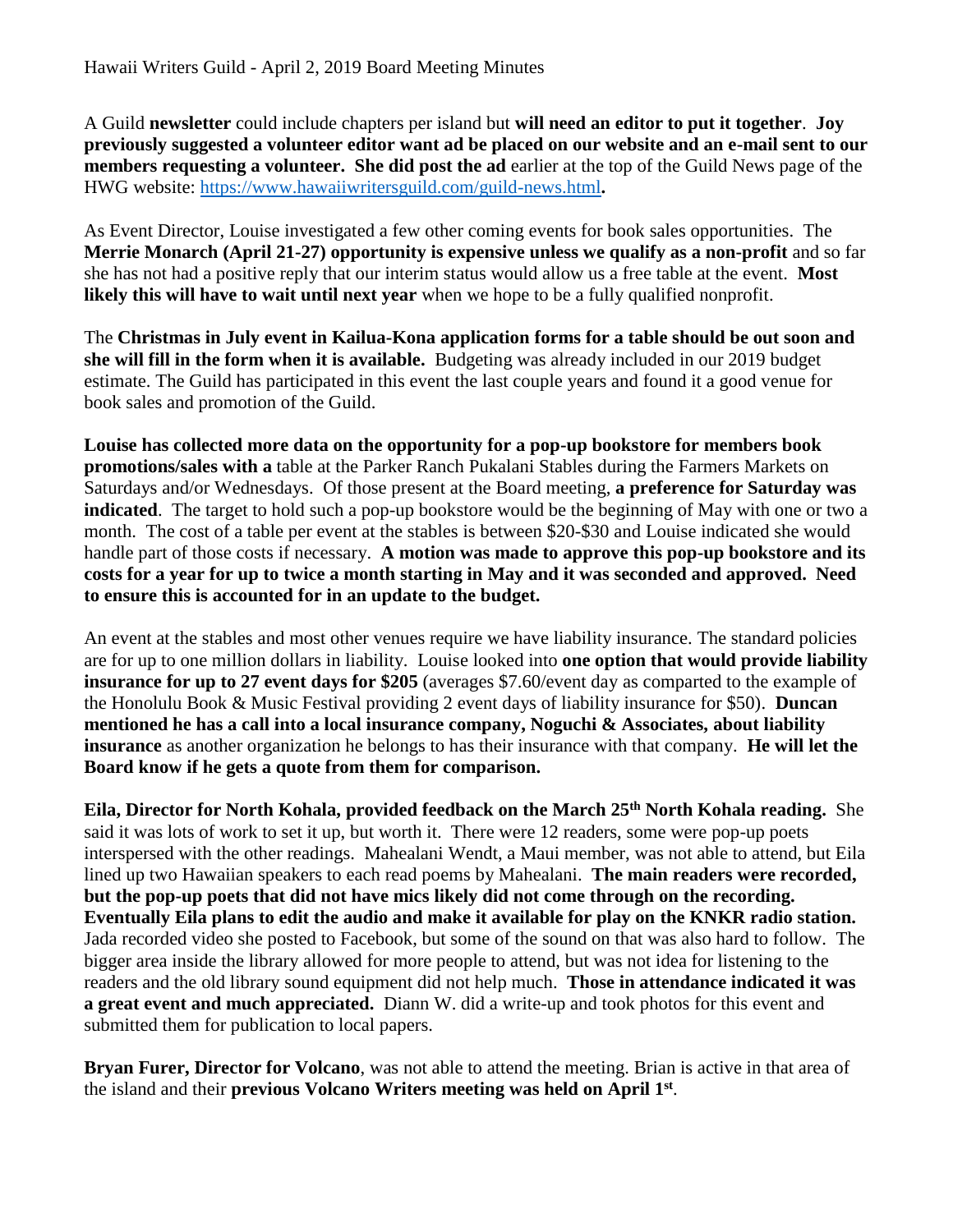Hawaii Writers Guild - April 2, 2019 Board Meeting Minutes

A Guild **newsletter** could include chapters per island but **will need an editor to put it together**. **Joy previously suggested a volunteer editor want ad be placed on our website and an e-mail sent to our members requesting a volunteer. She did post the ad** earlier at the top of the Guild News page of the HWG website: https://www.hawaiiwritersguild.com/guild-news.html**.**

As Event Director, Louise investigated a few other coming events for book sales opportunities. The **Merrie Monarch (April 21-27) opportunity is expensive unless we qualify as a non-profit** and so far she has not had a positive reply that our interim status would allow us a free table at the event. **Most likely this will have to wait until next year** when we hope to be a fully qualified nonprofit.

The **Christmas in July event in Kailua-Kona application forms for a table should be out soon and she will fill in the form when it is available.** Budgeting was already included in our 2019 budget estimate. The Guild has participated in this event the last couple years and found it a good venue for book sales and promotion of the Guild.

**Louise has collected more data on the opportunity for a pop-up bookstore for members book promotions/sales with a** table at the Parker Ranch Pukalani Stables during the Farmers Markets on Saturdays and/or Wednesdays. Of those present at the Board meeting, **a preference for Saturday was indicated**. The target to hold such a pop-up bookstore would be the beginning of May with one or two a month. The cost of a table per event at the stables is between $20-$30 and Louise indicated she would handle part of those costs if necessary. **A motion was made to approve this pop-up bookstore and its costs for a year for up to twice a month starting in May and it was seconded and approved. Need to ensure this is accounted for in an update to the budget.**

An event at the stables and most other venues require we have liability insurance. The standard policies are for up to one million dollars in liability. Louise looked into **one option that would provide liability insurance for up to 27 event days for $205** (averages $7.60/event day as comparted to the example of the Honolulu Book & Music Festival providing 2 event days of liability insurance for $50). **Duncan mentioned he has a call into a local insurance company, Noguchi & Associates, about liability insurance** as another organization he belongs to has their insurance with that company. **He will let the Board know if he gets a quote from them for comparison.**

**Eila, Director for North Kohala, provided feedback on the March 25th North Kohala reading.** She said it was lots of work to set it up, but worth it. There were 12 readers, some were pop-up poets interspersed with the other readings. Mahealani Wendt, a Maui member, was not able to attend, but Eila lined up two Hawaiian speakers to each read poems by Mahealani. **The main readers were recorded, but the pop-up poets that did not have mics likely did not come through on the recording. Eventually Eila plans to edit the audio and make it available for play on the KNKR radio station.** Jada recorded video she posted to Facebook, but some of the sound on that was also hard to follow. The bigger area inside the library allowed for more people to attend, but was not idea for listening to the readers and the old library sound equipment did not help much. **Those in attendance indicated it was a great event and much appreciated.** Diann W. did a write-up and took photos for this event and submitted them for publication to local papers.

**Bryan Furer, Director for Volcano**, was not able to attend the meeting. Brian is active in that area of the island and their **previous Volcano Writers meeting was held on April 1st**.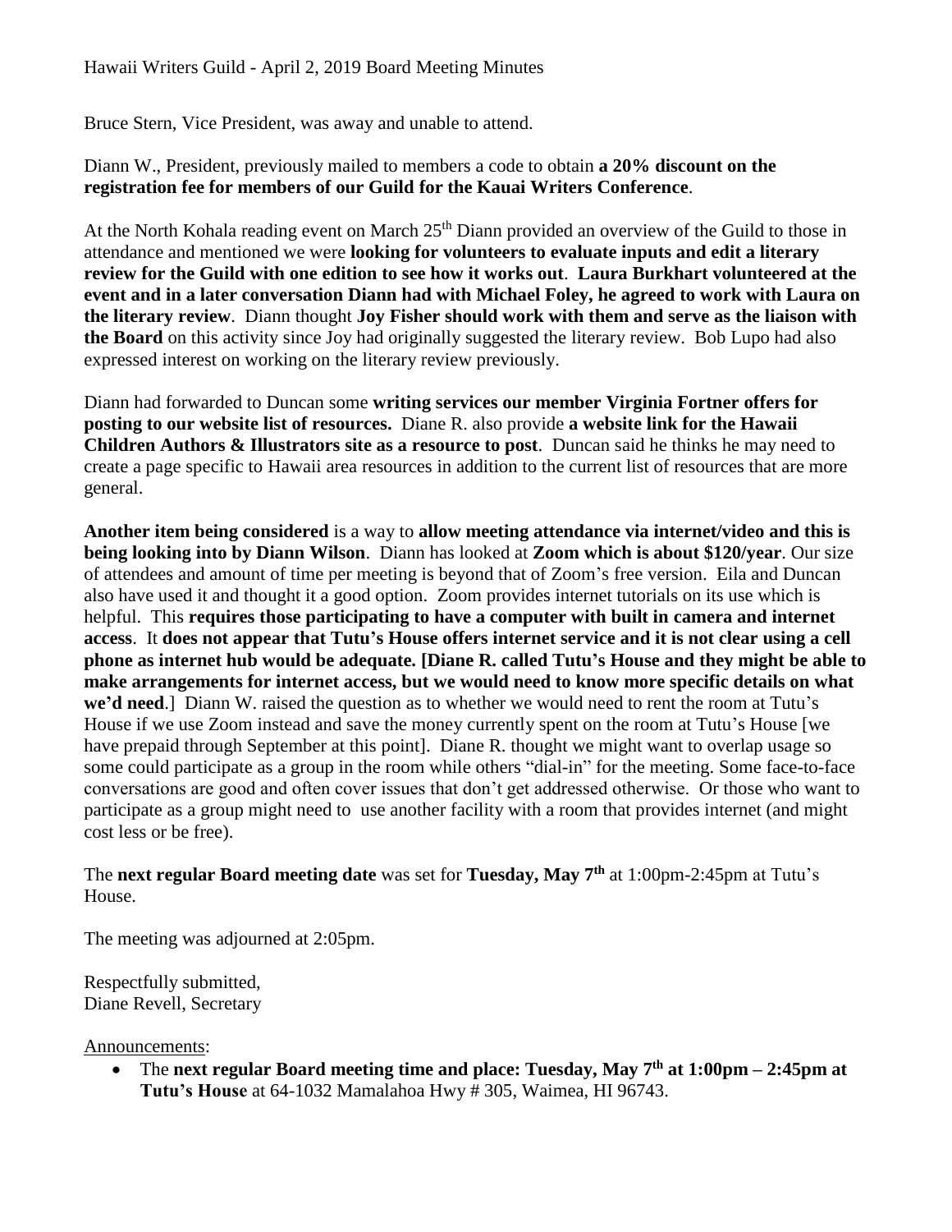Hawaii Writers Guild - April 2, 2019 Board Meeting Minutes

Bruce Stern, Vice President, was away and unable to attend.

Diann W., President, previously mailed to members a code to obtain **a 20% discount on the registration fee for members of our Guild for the Kauai Writers Conference**.

At the North Kohala reading event on March 25th Diann provided an overview of the Guild to those in attendance and mentioned we were **looking for volunteers to evaluate inputs and edit a literary review for the Guild with one edition to see how it works out**. **Laura Burkhart volunteered at the event and in a later conversation Diann had with Michael Foley, he agreed to work with Laura on the literary review**. Diann thought **Joy Fisher should work with them and serve as the liaison with the Board** on this activity since Joy had originally suggested the literary review. Bob Lupo had also expressed interest on working on the literary review previously.

Diann had forwarded to Duncan some **writing services our member Virginia Fortner offers for posting to our website list of resources.** Diane R. also provide **a website link for the Hawaii Children Authors & Illustrators site as a resource to post**. Duncan said he thinks he may need to create a page specific to Hawaii area resources in addition to the current list of resources that are more general.

**Another item being considered** is a way to **allow meeting attendance via internet/video and this is being looking into by Diann Wilson**. Diann has looked at **Zoom which is about $120/year**. Our size of attendees and amount of time per meeting is beyond that of Zoom's free version. Eila and Duncan also have used it and thought it a good option. Zoom provides internet tutorials on its use which is helpful. This **requires those participating to have a computer with built in camera and internet access**. It **does not appear that Tutu's House offers internet service and it is not clear using a cell phone as internet hub would be adequate. [Diane R. called Tutu's House and they might be able to make arrangements for internet access, but we would need to know more specific details on what we'd need**.] Diann W. raised the question as to whether we would need to rent the room at Tutu's House if we use Zoom instead and save the money currently spent on the room at Tutu's House [we have prepaid through September at this point]. Diane R. thought we might want to overlap usage so some could participate as a group in the room while others "dial-in" for the meeting. Some face-to-face conversations are good and often cover issues that don't get addressed otherwise. Or those who want to participate as a group might need to use another facility with a room that provides internet (and might cost less or be free).

The **next regular Board meeting date** was set for **Tuesday, May 7th** at 1:00pm-2:45pm at Tutu's House.

The meeting was adjourned at 2:05pm.

Respectfully submitted,
Diane Revell, Secretary

Announcements:

- The **next regular Board meeting time and place: Tuesday, May 7th at 1:00pm – 2:45pm at Tutu's House** at 64-1032 Mamalahoa Hwy # 305, Waimea, HI 96743.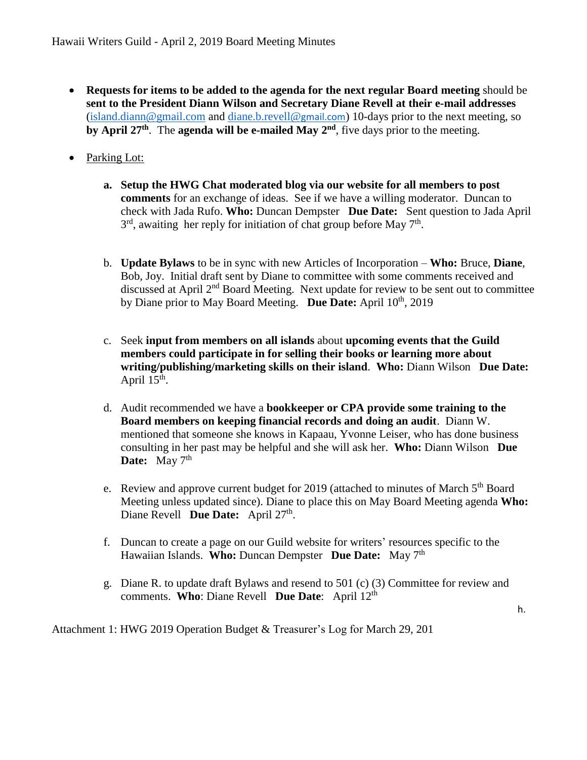- **Requests for items to be added to the agenda for the next regular Board meeting** should be **sent to the President Diann Wilson and Secretary Diane Revell at their e-mail addresses** (island.diann@gmail.com and diane.b.revell@gmail.com) 10-days prior to the next meeting, so **by April 27th**. The **agenda will be e-mailed May 2nd**, five days prior to the meeting.

- Parking Lot:

    a. **Setup the HWG Chat moderated blog via our website for all members to post comments** for an exchange of ideas. See if we have a willing moderator. Duncan to check with Jada Rufo. **Who:** Duncan Dempster **Due Date:** Sent question to Jada April 3rd, awaiting her reply for initiation of chat group before May 7th.

    b. **Update Bylaws** to be in sync with new Articles of Incorporation – **Who:** Bruce, **Diane**, Bob, Joy. Initial draft sent by Diane to committee with some comments received and discussed at April 2nd Board Meeting. Next update for review to be sent out to committee by Diane prior to May Board Meeting. **Due Date:** April 10th, 2019

    c. Seek **input from members on all islands** about **upcoming events that the Guild members could participate in for selling their books or learning more about writing/publishing/marketing skills on their island**. **Who:** Diann Wilson **Due Date:** April 15th.

    d. Audit recommended we have a **bookkeeper or CPA provide some training to the Board members on keeping financial records and doing an audit**. Diann W. mentioned that someone she knows in Kapaau, Yvonne Leiser, who has done business consulting in her past may be helpful and she will ask her. **Who:** Diann Wilson **Due Date:** May 7th

    e. Review and approve current budget for 2019 (attached to minutes of March 5th Board Meeting unless updated since). Diane to place this on May Board Meeting agenda **Who:** Diane Revell **Due Date:** April 27th.

    f. Duncan to create a page on our Guild website for writers' resources specific to the Hawaiian Islands. **Who:** Duncan Dempster **Due Date:** May 7th

    g. Diane R. to update draft Bylaws and resend to 501 (c) (3) Committee for review and comments. **Who**: Diane Revell **Due Date**: April 12th

    h.

Attachment 1: HWG 2019 Operation Budget & Treasurer's Log for March 29, 201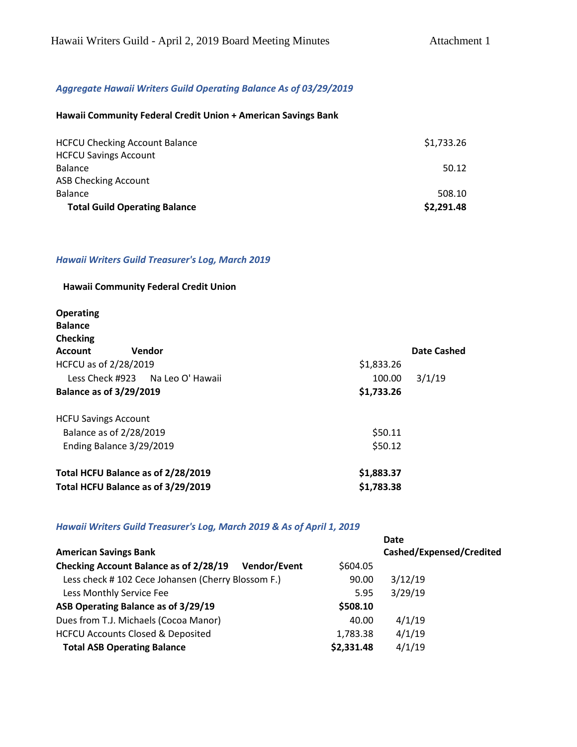Hawaii Writers Guild - April 2, 2019 Board Meeting Minutes — Attachment 1

### *Aggregate Hawaii Writers Guild Operating Balance As of 03/29/2019*

**Hawaii Community Federal Credit Union + American Savings Bank**

| | |
|---|---|
| HCFCU Checking Account Balance | $1,733.26 |
| HCFCU Savings Account Balance | 50.12 |
| ASB Checking Account Balance | 508.10 |
| **Total Guild Operating Balance** | **$2,291.48** |

### *Hawaii Writers Guild Treasurer's Log, March 2019*

**Hawaii Community Federal Credit Union**

| **Operating Balance Checking Account** | **Vendor** | | **Date Cashed** |
|---|---|---|---|
| HCFCU as of 2/28/2019 | | $1,833.26 | |
| Less Check #923 | Na Leo O' Hawaii | 100.00 | 3/1/19 |
| **Balance as of 3/29/2019** | | **$1,733.26** | |
| | | | |
| HCFU Savings Account | | | |
| Balance as of 2/28/2019 | | $50.11 | |
| Ending Balance 3/29/2019 | | $50.12 | |
| | | | |
| **Total HCFU Balance as of 2/28/2019** | | **$1,883.37** | |
| **Total HCFU Balance as of 3/29/2019** | | **$1,783.38** | |

### *Hawaii Writers Guild Treasurer's Log, March 2019 & As of April 1, 2019*

| **American Savings Bank** | **Vendor/Event** | | **Date Cashed/Expensed/Credited** |
|---|---|---|---|
| **Checking Account Balance as of 2/28/19** | | $604.05 | |
| Less check # 102 Cece Johansen (Cherry Blossom F.) | | 90.00 | 3/12/19 |
| Less Monthly Service Fee | | 5.95 | 3/29/19 |
| **ASB Operating Balance as of 3/29/19** | | **$508.10** | |
| Dues from T.J. Michaels (Cocoa Manor) | | 40.00 | 4/1/19 |
| HCFCU Accounts Closed & Deposited | | 1,783.38 | 4/1/19 |
| **Total ASB Operating Balance** | | **$2,331.48** | 4/1/19 |